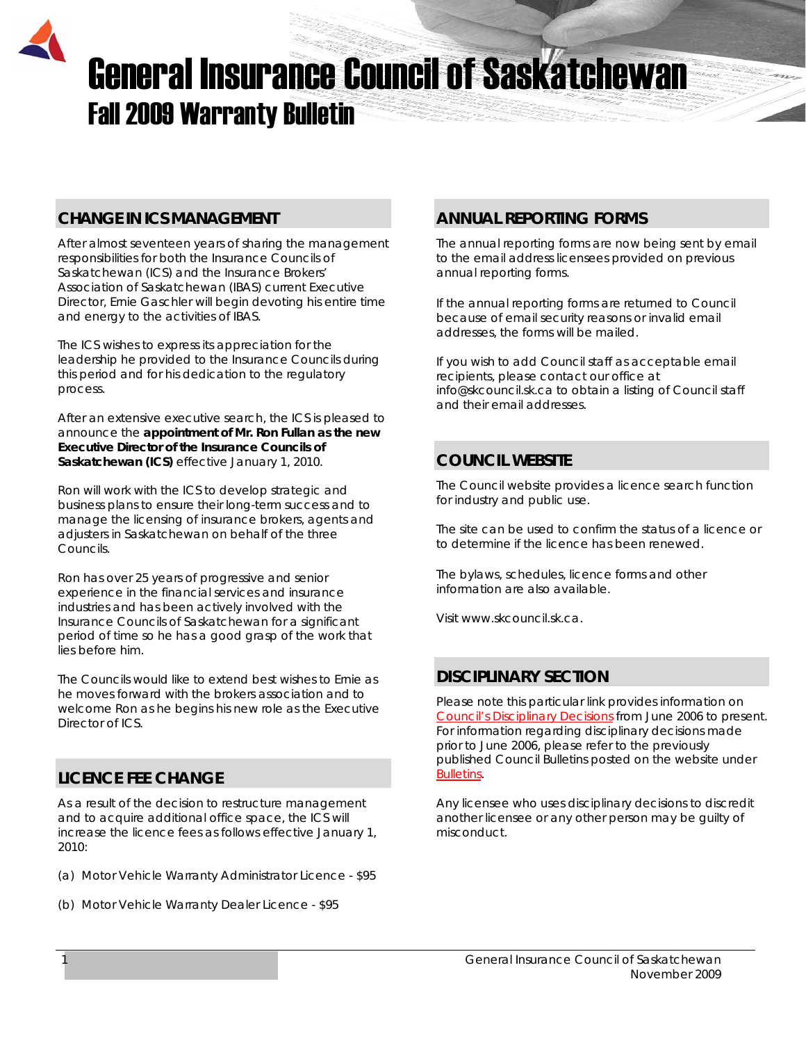# General Insurance Council of Saskatchewan

## Fall 2009 Warranty Bulletin

## CHANGE IN ICS MANAGEMENT

After almost seventeen years of sharing the management responsibilities for both the Insurance Councils of Saskatchewan (ICS) and the Insurance Brokers' Association of Saskatchewan (IBAS) current Executive Director, Ernie Gaschler will begin devoting his entire time and energy to the activities of IBAS.

The ICS wishes to express its appreciation for the leadership he provided to the Insurance Councils during this period and for his dedication to the regulatory process.

After an extensive executive search, the ICS is pleased to announce the **appointment of Mr. Ron Fullan as the new Executive Director of the Insurance Councils of Saskatchewan (ICS)** effective January 1, 2010.

Ron will work with the ICS to develop strategic and business plans to ensure their long-term success and to manage the licensing of insurance brokers, agents and adjusters in Saskatchewan on behalf of the three Councils.

Ron has over 25 years of progressive and senior experience in the financial services and insurance industries and has been actively involved with the Insurance Councils of Saskatchewan for a significant period of time so he has a good grasp of the work that lies before him.

The Councils would like to extend best wishes to Ernie as he moves forward with the brokers association and to welcome Ron as he begins his new role as the Executive Director of ICS.

## LICENCE FEE CHANGE

As a result of the decision to restructure management and to acquire additional office space, the ICS will increase the licence fees as follows effective January 1, 2010:

(a) Motor Vehicle Warranty Administrator Licence - $95

(b) Motor Vehicle Warranty Dealer Licence - $95

## ANNUAL REPORTING FORMS

The annual reporting forms are now being sent by email to the email address licensees provided on previous annual reporting forms.

If the annual reporting forms are returned to Council because of email security reasons or invalid email addresses, the forms will be mailed.

If you wish to add Council staff as acceptable email recipients, please contact our office at info@skcouncil.sk.ca to obtain a listing of Council staff and their email addresses.

## COUNCIL WEBSITE

The Council website provides a licence search function for industry and public use.

The site can be used to confirm the status of a licence or to determine if the licence has been renewed.

The bylaws, schedules, licence forms and other information are also available.

Visit www.skcouncil.sk.ca.

## DISCIPLINARY SECTION

Please note this particular link provides information on Council's Disciplinary Decisions from June 2006 to present. For information regarding disciplinary decisions made prior to June 2006, please refer to the previously published Council Bulletins posted on the website under Bulletins.

Any licensee who uses disciplinary decisions to discredit another licensee or any other person may be guilty of misconduct.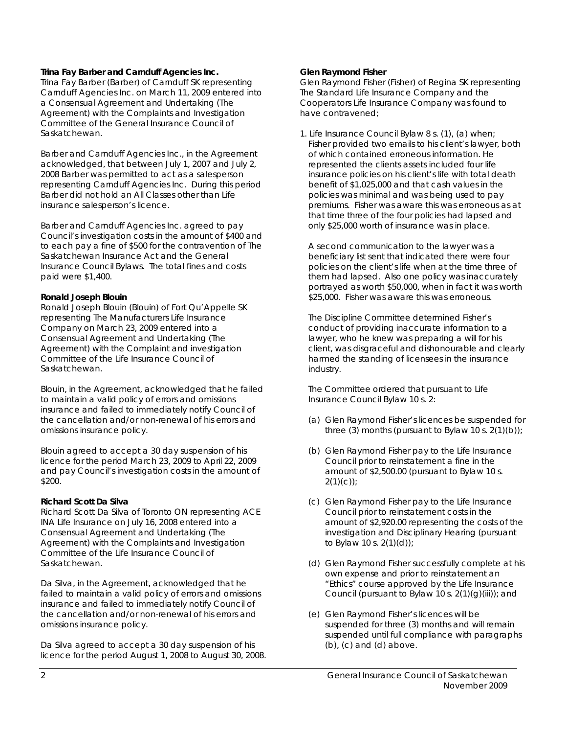**Trina Fay Barber and Carnduff Agencies Inc.**

Trina Fay Barber (Barber) of Carnduff SK representing Carnduff Agencies Inc. on March 11, 2009 entered into a Consensual Agreement and Undertaking (The Agreement) with the Complaints and Investigation Committee of the General Insurance Council of Saskatchewan.

Barber and Carnduff Agencies Inc., in the Agreement acknowledged, that between July 1, 2007 and July 2, 2008 Barber was permitted to act as a salesperson representing Carnduff Agencies Inc. During this period Barber did not hold an All Classes other than Life insurance salesperson's licence.

Barber and Carnduff Agencies Inc. agreed to pay Council's investigation costs in the amount of $400 and to each pay a fine of $500 for the contravention of The Saskatchewan Insurance Act and the General Insurance Council Bylaws. The total fines and costs paid were $1,400.

**Ronald Joseph Blouin**

Ronald Joseph Blouin (Blouin) of Fort Qu'Appelle SK representing The Manufacturers Life Insurance Company on March 23, 2009 entered into a Consensual Agreement and Undertaking (The Agreement) with the Complaint and investigation Committee of the Life Insurance Council of Saskatchewan.

Blouin, in the Agreement, acknowledged that he failed to maintain a valid policy of errors and omissions insurance and failed to immediately notify Council of the cancellation and/or non-renewal of his errors and omissions insurance policy.

Blouin agreed to accept a 30 day suspension of his licence for the period March 23, 2009 to April 22, 2009 and pay Council's investigation costs in the amount of $200.

**Richard Scott Da Silva**

Richard Scott Da Silva of Toronto ON representing ACE INA Life Insurance on July 16, 2008 entered into a Consensual Agreement and Undertaking (The Agreement) with the Complaints and Investigation Committee of the Life Insurance Council of Saskatchewan.

Da Silva, in the Agreement, acknowledged that he failed to maintain a valid policy of errors and omissions insurance and failed to immediately notify Council of the cancellation and/or non-renewal of his errors and omissions insurance policy.

Da Silva agreed to accept a 30 day suspension of his licence for the period August 1, 2008 to August 30, 2008.

**Glen Raymond Fisher**

Glen Raymond Fisher (Fisher) of Regina SK representing The Standard Life Insurance Company and the Cooperators Life Insurance Company was found to have contravened;

1. Life Insurance Council Bylaw 8 s. (1), (a) when; Fisher provided two emails to his client's lawyer, both of which contained erroneous information. He represented the clients assets included four life insurance policies on his client's life with total death benefit of $1,025,000 and that cash values in the policies was minimal and was being used to pay premiums. Fisher was aware this was erroneous as at that time three of the four policies had lapsed and only $25,000 worth of insurance was in place.

   A second communication to the lawyer was a beneficiary list sent that indicated there were four policies on the client's life when at the time three of them had lapsed. Also one policy was inaccurately portrayed as worth $50,000, when in fact it was worth $25,000. Fisher was aware this was erroneous.

   The Discipline Committee determined Fisher's conduct of providing inaccurate information to a lawyer, who he knew was preparing a will for his client, was disgraceful and dishonourable and clearly harmed the standing of licensees in the insurance industry.

   The Committee ordered that pursuant to Life Insurance Council Bylaw 10 s. 2:

   (a) Glen Raymond Fisher's licences be suspended for three (3) months (pursuant to Bylaw 10 s. 2(1)(b));

   (b) Glen Raymond Fisher pay to the Life Insurance Council prior to reinstatement a fine in the amount of $2,500.00 (pursuant to Bylaw 10 s. 2(1)(c));

   (c) Glen Raymond Fisher pay to the Life Insurance Council prior to reinstatement costs in the amount of $2,920.00 representing the costs of the investigation and Disciplinary Hearing (pursuant to Bylaw 10 s. 2(1)(d));

   (d) Glen Raymond Fisher successfully complete at his own expense and prior to reinstatement an "Ethics" course approved by the Life Insurance Council (pursuant to Bylaw 10 s. 2(1)(g)(iii)); and

   (e) Glen Raymond Fisher's licences will be suspended for three (3) months and will remain suspended until full compliance with paragraphs (b), (c) and (d) above.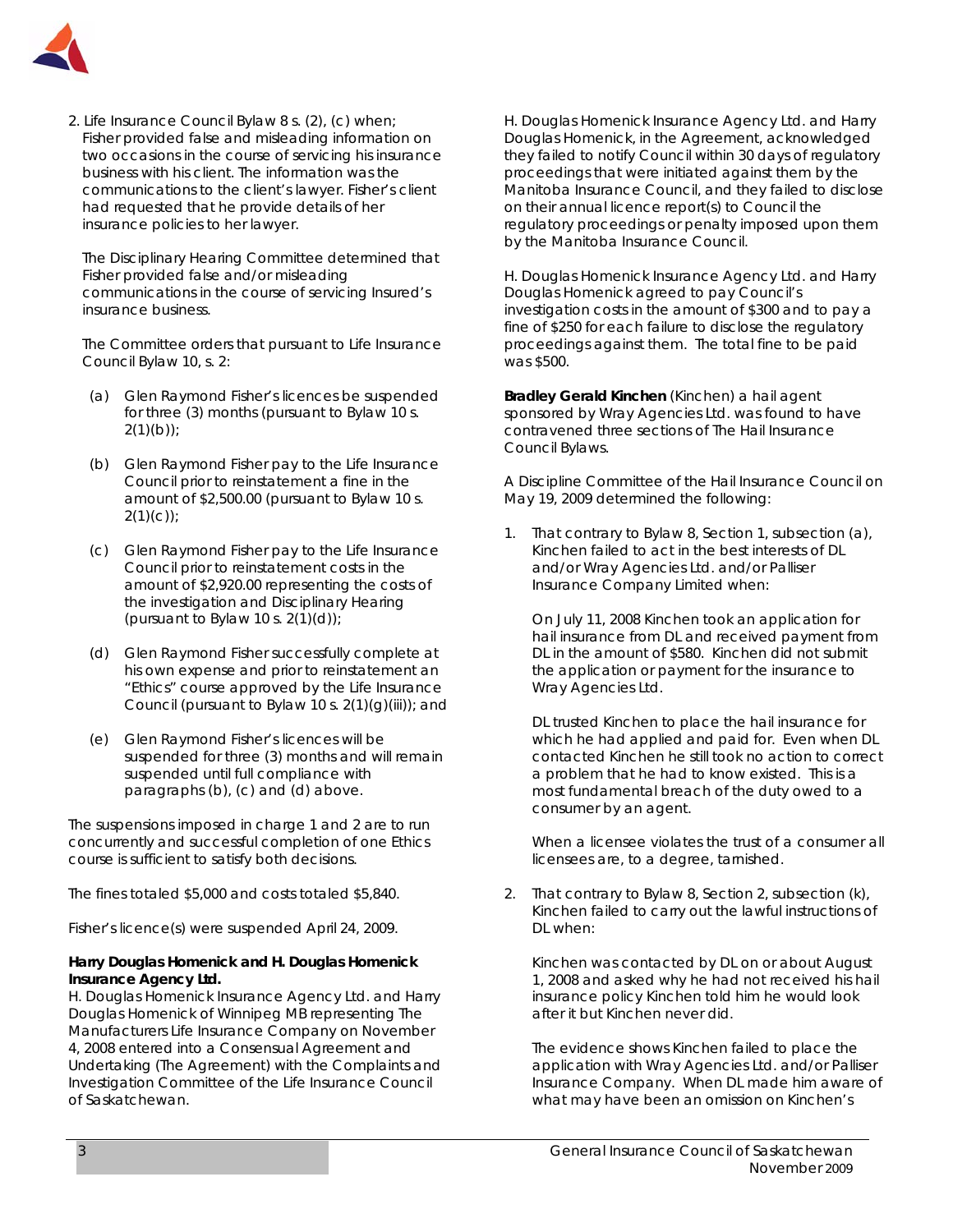2. Life Insurance Council Bylaw 8 s. (2), (c) when; Fisher provided false and misleading information on two occasions in the course of servicing his insurance business with his client. The information was the communications to the client's lawyer. Fisher's client had requested that he provide details of her insurance policies to her lawyer.

   The Disciplinary Hearing Committee determined that Fisher provided false and/or misleading communications in the course of servicing Insured's insurance business.

   The Committee orders that pursuant to Life Insurance Council Bylaw 10, s. 2:

   (a) Glen Raymond Fisher's licences be suspended for three (3) months (pursuant to Bylaw 10 s. 2(1)(b));

   (b) Glen Raymond Fisher pay to the Life Insurance Council prior to reinstatement a fine in the amount of $2,500.00 (pursuant to Bylaw 10 s. 2(1)(c));

   (c) Glen Raymond Fisher pay to the Life Insurance Council prior to reinstatement costs in the amount of $2,920.00 representing the costs of the investigation and Disciplinary Hearing (pursuant to Bylaw 10 s. 2(1)(d));

   (d) Glen Raymond Fisher successfully complete at his own expense and prior to reinstatement an "Ethics" course approved by the Life Insurance Council (pursuant to Bylaw 10 s. 2(1)(g)(iii)); and

   (e) Glen Raymond Fisher's licences will be suspended for three (3) months and will remain suspended until full compliance with paragraphs (b), (c) and (d) above.

The suspensions imposed in charge 1 and 2 are to run concurrently and successful completion of one Ethics course is sufficient to satisfy both decisions.

The fines totaled $5,000 and costs totaled $5,840.

Fisher's licence(s) were suspended April 24, 2009.

**Harry Douglas Homenick and H. Douglas Homenick Insurance Agency Ltd.**

H. Douglas Homenick Insurance Agency Ltd. and Harry Douglas Homenick of Winnipeg MB representing The Manufacturers Life Insurance Company on November 4, 2008 entered into a Consensual Agreement and Undertaking (The Agreement) with the Complaints and Investigation Committee of the Life Insurance Council of Saskatchewan.

H. Douglas Homenick Insurance Agency Ltd. and Harry Douglas Homenick, in the Agreement, acknowledged they failed to notify Council within 30 days of regulatory proceedings that were initiated against them by the Manitoba Insurance Council, and they failed to disclose on their annual licence report(s) to Council the regulatory proceedings or penalty imposed upon them by the Manitoba Insurance Council.

H. Douglas Homenick Insurance Agency Ltd. and Harry Douglas Homenick agreed to pay Council's investigation costs in the amount of $300 and to pay a fine of $250 for each failure to disclose the regulatory proceedings against them. The total fine to be paid was $500.

**Bradley Gerald Kinchen** (Kinchen) a hail agent sponsored by Wray Agencies Ltd. was found to have contravened three sections of The Hail Insurance Council Bylaws.

A Discipline Committee of the Hail Insurance Council on May 19, 2009 determined the following:

1. That contrary to Bylaw 8, Section 1, subsection (a), Kinchen failed to act in the best interests of DL and/or Wray Agencies Ltd. and/or Palliser Insurance Company Limited when:

   On July 11, 2008 Kinchen took an application for hail insurance from DL and received payment from DL in the amount of $580. Kinchen did not submit the application or payment for the insurance to Wray Agencies Ltd.

   DL trusted Kinchen to place the hail insurance for which he had applied and paid for. Even when DL contacted Kinchen he still took no action to correct a problem that he had to know existed. This is a most fundamental breach of the duty owed to a consumer by an agent.

   When a licensee violates the trust of a consumer all licensees are, to a degree, tarnished.

2. That contrary to Bylaw 8, Section 2, subsection (k), Kinchen failed to carry out the lawful instructions of DL when:

   Kinchen was contacted by DL on or about August 1, 2008 and asked why he had not received his hail insurance policy Kinchen told him he would look after it but Kinchen never did.

   The evidence shows Kinchen failed to place the application with Wray Agencies Ltd. and/or Palliser Insurance Company. When DL made him aware of what may have been an omission on Kinchen's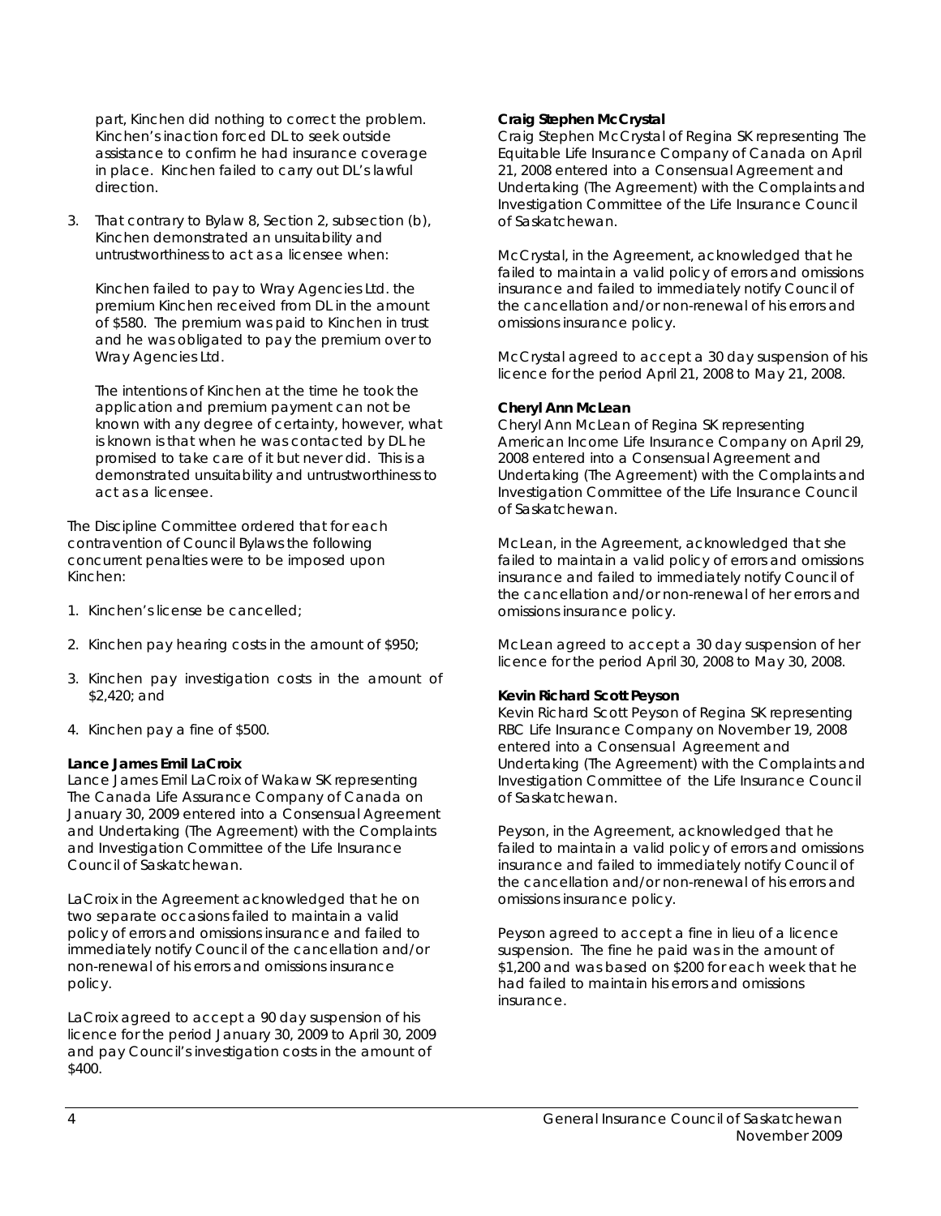part, Kinchen did nothing to correct the problem. Kinchen's inaction forced DL to seek outside assistance to confirm he had insurance coverage in place. Kinchen failed to carry out DL's lawful direction.

3. That contrary to Bylaw 8, Section 2, subsection (b), Kinchen demonstrated an unsuitability and untrustworthiness to act as a licensee when:

   Kinchen failed to pay to Wray Agencies Ltd. the premium Kinchen received from DL in the amount of $580. The premium was paid to Kinchen in trust and he was obligated to pay the premium over to Wray Agencies Ltd.

   The intentions of Kinchen at the time he took the application and premium payment can not be known with any degree of certainty, however, what is known is that when he was contacted by DL he promised to take care of it but never did. This is a demonstrated unsuitability and untrustworthiness to act as a licensee.

The Discipline Committee ordered that for each contravention of Council Bylaws the following concurrent penalties were to be imposed upon Kinchen:

1. Kinchen's license be cancelled;

2. Kinchen pay hearing costs in the amount of $950;

3. Kinchen pay investigation costs in the amount of $2,420; and

4. Kinchen pay a fine of $500.

**Lance James Emil LaCroix**
Lance James Emil LaCroix of Wakaw SK representing The Canada Life Assurance Company of Canada on January 30, 2009 entered into a Consensual Agreement and Undertaking (The Agreement) with the Complaints and Investigation Committee of the Life Insurance Council of Saskatchewan.

LaCroix in the Agreement acknowledged that he on two separate occasions failed to maintain a valid policy of errors and omissions insurance and failed to immediately notify Council of the cancellation and/or non-renewal of his errors and omissions insurance policy.

LaCroix agreed to accept a 90 day suspension of his licence for the period January 30, 2009 to April 30, 2009 and pay Council's investigation costs in the amount of $400.

**Craig Stephen McCrystal**
Craig Stephen McCrystal of Regina SK representing The Equitable Life Insurance Company of Canada on April 21, 2008 entered into a Consensual Agreement and Undertaking (The Agreement) with the Complaints and Investigation Committee of the Life Insurance Council of Saskatchewan.

McCrystal, in the Agreement, acknowledged that he failed to maintain a valid policy of errors and omissions insurance and failed to immediately notify Council of the cancellation and/or non-renewal of his errors and omissions insurance policy.

McCrystal agreed to accept a 30 day suspension of his licence for the period April 21, 2008 to May 21, 2008.

**Cheryl Ann McLean**
Cheryl Ann McLean of Regina SK representing American Income Life Insurance Company on April 29, 2008 entered into a Consensual Agreement and Undertaking (The Agreement) with the Complaints and Investigation Committee of the Life Insurance Council of Saskatchewan.

McLean, in the Agreement, acknowledged that she failed to maintain a valid policy of errors and omissions insurance and failed to immediately notify Council of the cancellation and/or non-renewal of her errors and omissions insurance policy.

McLean agreed to accept a 30 day suspension of her licence for the period April 30, 2008 to May 30, 2008.

**Kevin Richard Scott Peyson**
Kevin Richard Scott Peyson of Regina SK representing RBC Life Insurance Company on November 19, 2008 entered into a Consensual Agreement and Undertaking (The Agreement) with the Complaints and Investigation Committee of the Life Insurance Council of Saskatchewan.

Peyson, in the Agreement, acknowledged that he failed to maintain a valid policy of errors and omissions insurance and failed to immediately notify Council of the cancellation and/or non-renewal of his errors and omissions insurance policy.

Peyson agreed to accept a fine in lieu of a licence suspension. The fine he paid was in the amount of $1,200 and was based on $200 for each week that he had failed to maintain his errors and omissions insurance.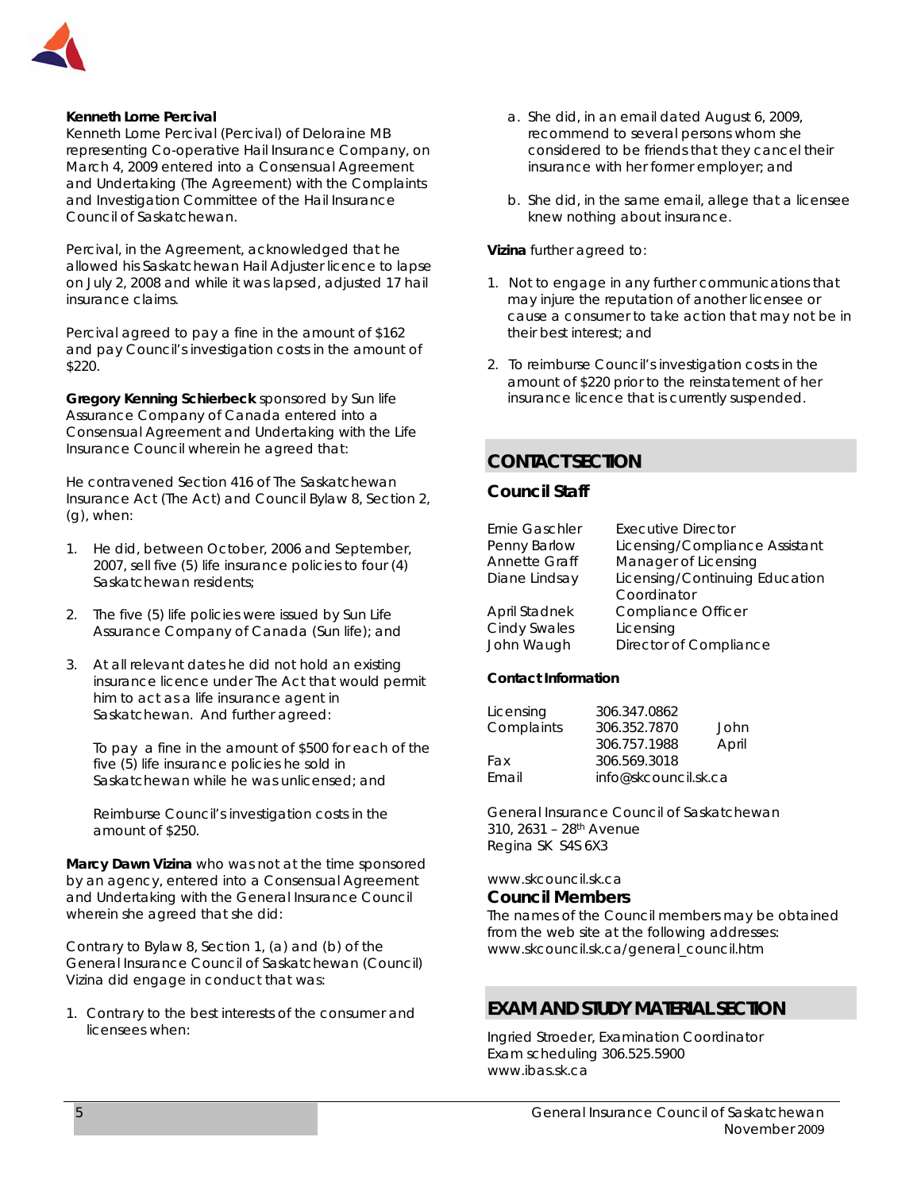**Kenneth Lorne Percival**

Kenneth Lorne Percival (Percival) of Deloraine MB representing Co-operative Hail Insurance Company, on March 4, 2009 entered into a Consensual Agreement and Undertaking (The Agreement) with the Complaints and Investigation Committee of the Hail Insurance Council of Saskatchewan.

Percival, in the Agreement, acknowledged that he allowed his Saskatchewan Hail Adjuster licence to lapse on July 2, 2008 and while it was lapsed, adjusted 17 hail insurance claims.

Percival agreed to pay a fine in the amount of $162 and pay Council's investigation costs in the amount of $220.

**Gregory Kenning Schierbeck** sponsored by Sun life Assurance Company of Canada entered into a Consensual Agreement and Undertaking with the Life Insurance Council wherein he agreed that:

He contravened Section 416 of The Saskatchewan Insurance Act (The Act) and Council Bylaw 8, Section 2, (g), when:

1. He did, between October, 2006 and September, 2007, sell five (5) life insurance policies to four (4) Saskatchewan residents;
2. The five (5) life policies were issued by Sun Life Assurance Company of Canada (Sun life); and
3. At all relevant dates he did not hold an existing insurance licence under The Act that would permit him to act as a life insurance agent in Saskatchewan. And further agreed:

   To pay a fine in the amount of $500 for each of the five (5) life insurance policies he sold in Saskatchewan while he was unlicensed; and

   Reimburse Council's investigation costs in the amount of $250.

**Marcy Dawn Vizina** who was not at the time sponsored by an agency, entered into a Consensual Agreement and Undertaking with the General Insurance Council wherein she agreed that she did:

Contrary to Bylaw 8, Section 1, (a) and (b) of the General Insurance Council of Saskatchewan (Council) Vizina did engage in conduct that was:

1. Contrary to the best interests of the consumer and licensees when:
   a. She did, in an email dated August 6, 2009, recommend to several persons whom she considered to be friends that they cancel their insurance with her former employer; and
   b. She did, in the same email, allege that a licensee knew nothing about insurance.

**Vizina** further agreed to:

1. Not to engage in any further communications that may injure the reputation of another licensee or cause a consumer to take action that may not be in their best interest; and
2. To reimburse Council's investigation costs in the amount of $220 prior to the reinstatement of her insurance licence that is currently suspended.

## CONTACT SECTION

### Council Staff

| | |
|---|---|
| Ernie Gaschler | Executive Director |
| Penny Barlow | Licensing/Compliance Assistant |
| Annette Graff | Manager of Licensing |
| Diane Lindsay | Licensing/Continuing Education Coordinator |
| April Stadnek | Compliance Officer |
| Cindy Swales | Licensing |
| John Waugh | Director of Compliance |

**Contact Information**

| | | |
|---|---|---|
| Licensing | 306.347.0862 | |
| Complaints | 306.352.7870 | John |
| | 306.757.1988 | April |
| Fax | 306.569.3018 | |
| Email | info@skcouncil.sk.ca | |

General Insurance Council of Saskatchewan
310, 2631 – 28th Avenue
Regina SK S4S 6X3

www.skcouncil.sk.ca

### Council Members

The names of the Council members may be obtained from the web site at the following addresses: www.skcouncil.sk.ca/general_council.htm

## EXAM AND STUDY MATERIAL SECTION

Ingried Stroeder, Examination Coordinator
Exam scheduling 306.525.5900
www.ibas.sk.ca